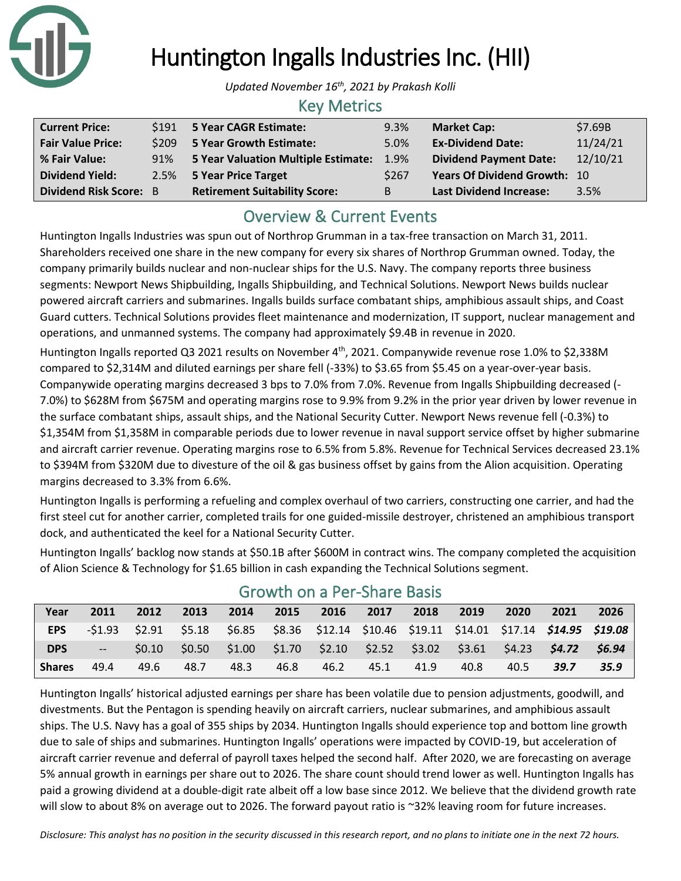# Huntington Ingalls Industries Inc. (HII)

*Updated November 16th, 2021 by Prakash Kolli*

## Key Metrics

| | | | | | |
|---|---|---|---|---|---|
| **Current Price:** | $191 | **5 Year CAGR Estimate:** | 9.3% | **Market Cap:** | $7.69B |
| **Fair Value Price:** | $209 | **5 Year Growth Estimate:** | 5.0% | **Ex-Dividend Date:** | 11/24/21 |
| **% Fair Value:** | 91% | **5 Year Valuation Multiple Estimate:** | 1.9% | **Dividend Payment Date:** | 12/10/21 |
| **Dividend Yield:** | 2.5% | **5 Year Price Target** | $267 | **Years Of Dividend Growth:** | 10 |
| **Dividend Risk Score:** | B | **Retirement Suitability Score:** | B | **Last Dividend Increase:** | 3.5% |

## Overview & Current Events

Huntington Ingalls Industries was spun out of Northrop Grumman in a tax-free transaction on March 31, 2011. Shareholders received one share in the new company for every six shares of Northrop Grumman owned. Today, the company primarily builds nuclear and non-nuclear ships for the U.S. Navy. The company reports three business segments: Newport News Shipbuilding, Ingalls Shipbuilding, and Technical Solutions. Newport News builds nuclear powered aircraft carriers and submarines. Ingalls builds surface combatant ships, amphibious assault ships, and Coast Guard cutters. Technical Solutions provides fleet maintenance and modernization, IT support, nuclear management and operations, and unmanned systems. The company had approximately $9.4B in revenue in 2020.

Huntington Ingalls reported Q3 2021 results on November 4th, 2021. Companywide revenue rose 1.0% to $2,338M compared to $2,314M and diluted earnings per share fell (-33%) to $3.65 from $5.45 on a year-over-year basis. Companywide operating margins decreased 3 bps to 7.0% from 7.0%. Revenue from Ingalls Shipbuilding decreased (-7.0%) to $628M from $675M and operating margins rose to 9.9% from 9.2% in the prior year driven by lower revenue in the surface combatant ships, assault ships, and the National Security Cutter. Newport News revenue fell (-0.3%) to $1,354M from $1,358M in comparable periods due to lower revenue in naval support service offset by higher submarine and aircraft carrier revenue. Operating margins rose to 6.5% from 5.8%. Revenue for Technical Services decreased 23.1% to $394M from $320M due to divesture of the oil & gas business offset by gains from the Alion acquisition. Operating margins decreased to 3.3% from 6.6%.

Huntington Ingalls is performing a refueling and complex overhaul of two carriers, constructing one carrier, and had the first steel cut for another carrier, completed trails for one guided-missile destroyer, christened an amphibious transport dock, and authenticated the keel for a National Security Cutter.

Huntington Ingalls' backlog now stands at $50.1B after $600M in contract wins. The company completed the acquisition of Alion Science & Technology for $1.65 billion in cash expanding the Technical Solutions segment.

## Growth on a Per-Share Basis

| Year | 2011 | 2012 | 2013 | 2014 | 2015 | 2016 | 2017 | 2018 | 2019 | 2020 | 2021 | 2026 |
|---|---|---|---|---|---|---|---|---|---|---|---|---|
| **EPS** | -$1.93 | $2.91 | $5.18 | $6.85 | $8.36 | $12.14 | $10.46 | $19.11 | $14.01 | $17.14 | ***$14.95*** | ***$19.08*** |
| **DPS** | -- | $0.10 | $0.50 | $1.00 | $1.70 | $2.10 | $2.52 | $3.02 | $3.61 | $4.23 | ***$4.72*** | ***$6.94*** |
| **Shares** | 49.4 | 49.6 | 48.7 | 48.3 | 46.8 | 46.2 | 45.1 | 41.9 | 40.8 | 40.5 | ***39.7*** | ***35.9*** |

Huntington Ingalls' historical adjusted earnings per share has been volatile due to pension adjustments, goodwill, and divestments. But the Pentagon is spending heavily on aircraft carriers, nuclear submarines, and amphibious assault ships. The U.S. Navy has a goal of 355 ships by 2034. Huntington Ingalls should experience top and bottom line growth due to sale of ships and submarines. Huntington Ingalls' operations were impacted by COVID-19, but acceleration of aircraft carrier revenue and deferral of payroll taxes helped the second half. After 2020, we are forecasting on average 5% annual growth in earnings per share out to 2026. The share count should trend lower as well. Huntington Ingalls has paid a growing dividend at a double-digit rate albeit off a low base since 2012. We believe that the dividend growth rate will slow to about 8% on average out to 2026. The forward payout ratio is ~32% leaving room for future increases.

*Disclosure: This analyst has no position in the security discussed in this research report, and no plans to initiate one in the next 72 hours.*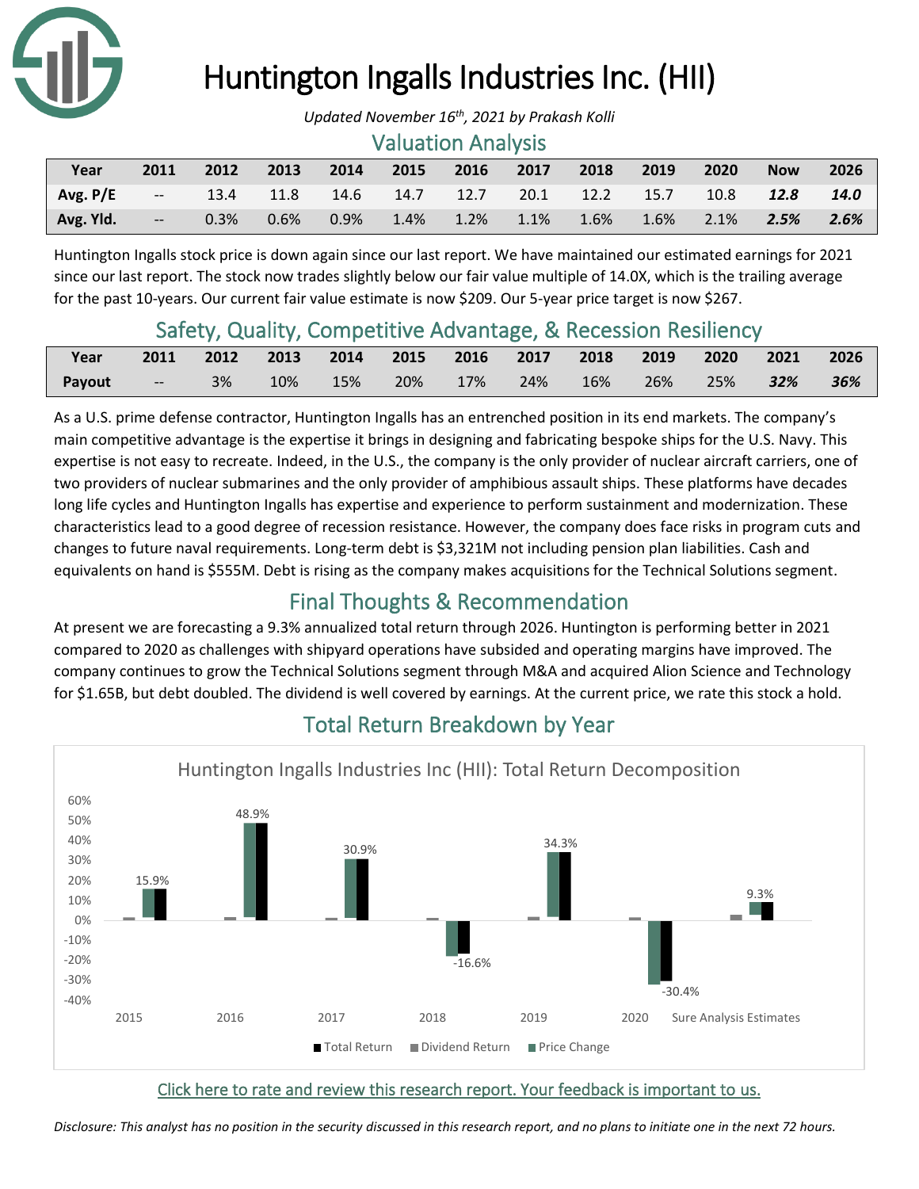# Huntington Ingalls Industries Inc. (HII)

*Updated November 16th, 2021 by Prakash Kolli*

## Valuation Analysis

| Year | 2011 | 2012 | 2013 | 2014 | 2015 | 2016 | 2017 | 2018 | 2019 | 2020 | Now | 2026 |
|---|---|---|---|---|---|---|---|---|---|---|---|---|
| Avg. P/E | -- | 13.4 | 11.8 | 14.6 | 14.7 | 12.7 | 20.1 | 12.2 | 15.7 | 10.8 | ***12.8*** | ***14.0*** |
| Avg. Yld. | -- | 0.3% | 0.6% | 0.9% | 1.4% | 1.2% | 1.1% | 1.6% | 1.6% | 2.1% | ***2.5%*** | ***2.6%*** |

Huntington Ingalls stock price is down again since our last report. We have maintained our estimated earnings for 2021 since our last report. The stock now trades slightly below our fair value multiple of 14.0X, which is the trailing average for the past 10-years. Our current fair value estimate is now $209. Our 5-year price target is now $267.

## Safety, Quality, Competitive Advantage, & Recession Resiliency

| Year | 2011 | 2012 | 2013 | 2014 | 2015 | 2016 | 2017 | 2018 | 2019 | 2020 | 2021 | 2026 |
|---|---|---|---|---|---|---|---|---|---|---|---|---|
| Payout | -- | 3% | 10% | 15% | 20% | 17% | 24% | 16% | 26% | 25% | ***32%*** | ***36%*** |

As a U.S. prime defense contractor, Huntington Ingalls has an entrenched position in its end markets. The company's main competitive advantage is the expertise it brings in designing and fabricating bespoke ships for the U.S. Navy. This expertise is not easy to recreate. Indeed, in the U.S., the company is the only provider of nuclear aircraft carriers, one of two providers of nuclear submarines and the only provider of amphibious assault ships. These platforms have decades long life cycles and Huntington Ingalls has expertise and experience to perform sustainment and modernization. These characteristics lead to a good degree of recession resistance. However, the company does face risks in program cuts and changes to future naval requirements. Long-term debt is $3,321M not including pension plan liabilities. Cash and equivalents on hand is $555M. Debt is rising as the company makes acquisitions for the Technical Solutions segment.

## Final Thoughts & Recommendation

At present we are forecasting a 9.3% annualized total return through 2026. Huntington is performing better in 2021 compared to 2020 as challenges with shipyard operations have subsided and operating margins have improved. The company continues to grow the Technical Solutions segment through M&A and acquired Alion Science and Technology for $1.65B, but debt doubled. The dividend is well covered by earnings. At the current price, we rate this stock a hold.

## Total Return Breakdown by Year

Huntington Ingalls Industries Inc (HII): Total Return Decomposition

| | 2015 | 2016 | 2017 | 2018 | 2019 | 2020 | Sure Analysis Estimates |
|---|---|---|---|---|---|---|---|
| Total Return | 15.9% | 48.9% | 30.9% | -16.6% | 34.3% | -30.4% | 9.3% |

Click here to rate and review this research report. Your feedback is important to us.

*Disclosure: This analyst has no position in the security discussed in this research report, and no plans to initiate one in the next 72 hours.*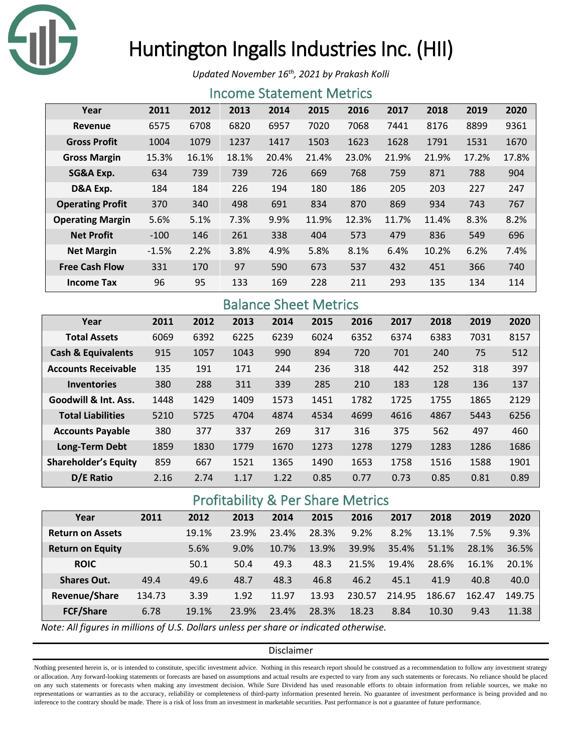# Huntington Ingalls Industries Inc. (HII)

*Updated November 16th, 2021 by Prakash Kolli*

## Income Statement Metrics

| Year | 2011 | 2012 | 2013 | 2014 | 2015 | 2016 | 2017 | 2018 | 2019 | 2020 |
|---|---|---|---|---|---|---|---|---|---|---|
| Revenue | 6575 | 6708 | 6820 | 6957 | 7020 | 7068 | 7441 | 8176 | 8899 | 9361 |
| Gross Profit | 1004 | 1079 | 1237 | 1417 | 1503 | 1623 | 1628 | 1791 | 1531 | 1670 |
| Gross Margin | 15.3% | 16.1% | 18.1% | 20.4% | 21.4% | 23.0% | 21.9% | 21.9% | 17.2% | 17.8% |
| SG&A Exp. | 634 | 739 | 739 | 726 | 669 | 768 | 759 | 871 | 788 | 904 |
| D&A Exp. | 184 | 184 | 226 | 194 | 180 | 186 | 205 | 203 | 227 | 247 |
| Operating Profit | 370 | 340 | 498 | 691 | 834 | 870 | 869 | 934 | 743 | 767 |
| Operating Margin | 5.6% | 5.1% | 7.3% | 9.9% | 11.9% | 12.3% | 11.7% | 11.4% | 8.3% | 8.2% |
| Net Profit | -100 | 146 | 261 | 338 | 404 | 573 | 479 | 836 | 549 | 696 |
| Net Margin | -1.5% | 2.2% | 3.8% | 4.9% | 5.8% | 8.1% | 6.4% | 10.2% | 6.2% | 7.4% |
| Free Cash Flow | 331 | 170 | 97 | 590 | 673 | 537 | 432 | 451 | 366 | 740 |
| Income Tax | 96 | 95 | 133 | 169 | 228 | 211 | 293 | 135 | 134 | 114 |

## Balance Sheet Metrics

| Year | 2011 | 2012 | 2013 | 2014 | 2015 | 2016 | 2017 | 2018 | 2019 | 2020 |
|---|---|---|---|---|---|---|---|---|---|---|
| Total Assets | 6069 | 6392 | 6225 | 6239 | 6024 | 6352 | 6374 | 6383 | 7031 | 8157 |
| Cash & Equivalents | 915 | 1057 | 1043 | 990 | 894 | 720 | 701 | 240 | 75 | 512 |
| Accounts Receivable | 135 | 191 | 171 | 244 | 236 | 318 | 442 | 252 | 318 | 397 |
| Inventories | 380 | 288 | 311 | 339 | 285 | 210 | 183 | 128 | 136 | 137 |
| Goodwill & Int. Ass. | 1448 | 1429 | 1409 | 1573 | 1451 | 1782 | 1725 | 1755 | 1865 | 2129 |
| Total Liabilities | 5210 | 5725 | 4704 | 4874 | 4534 | 4699 | 4616 | 4867 | 5443 | 6256 |
| Accounts Payable | 380 | 377 | 337 | 269 | 317 | 316 | 375 | 562 | 497 | 460 |
| Long-Term Debt | 1859 | 1830 | 1779 | 1670 | 1273 | 1278 | 1279 | 1283 | 1286 | 1686 |
| Shareholder's Equity | 859 | 667 | 1521 | 1365 | 1490 | 1653 | 1758 | 1516 | 1588 | 1901 |
| D/E Ratio | 2.16 | 2.74 | 1.17 | 1.22 | 0.85 | 0.77 | 0.73 | 0.85 | 0.81 | 0.89 |

## Profitability & Per Share Metrics

| Year | 2011 | 2012 | 2013 | 2014 | 2015 | 2016 | 2017 | 2018 | 2019 | 2020 |
|---|---|---|---|---|---|---|---|---|---|---|
| Return on Assets | | 19.1% | 23.9% | 23.4% | 28.3% | 9.2% | 8.2% | 13.1% | 7.5% | 9.3% |
| Return on Equity | | 5.6% | 9.0% | 10.7% | 13.9% | 39.9% | 35.4% | 51.1% | 28.1% | 36.5% |
| ROIC | | 50.1 | 50.4 | 49.3 | 48.3 | 21.5% | 19.4% | 28.6% | 16.1% | 20.1% |
| Shares Out. | 49.4 | 49.6 | 48.7 | 48.3 | 46.8 | 46.2 | 45.1 | 41.9 | 40.8 | 40.0 |
| Revenue/Share | 134.73 | 3.39 | 1.92 | 11.97 | 13.93 | 230.57 | 214.95 | 186.67 | 162.47 | 149.75 |
| FCF/Share | 6.78 | 19.1% | 23.9% | 23.4% | 28.3% | 18.23 | 8.84 | 10.30 | 9.43 | 11.38 |

*Note: All figures in millions of U.S. Dollars unless per share or indicated otherwise.*

---

Disclaimer

Nothing presented herein is, or is intended to constitute, specific investment advice. Nothing in this research report should be construed as a recommendation to follow any investment strategy or allocation. Any forward-looking statements or forecasts are based on assumptions and actual results are expected to vary from any such statements or forecasts. No reliance should be placed on any such statements or forecasts when making any investment decision. While Sure Dividend has used reasonable efforts to obtain information from reliable sources, we make no representations or warranties as to the accuracy, reliability or completeness of third-party information presented herein. No guarantee of investment performance is being provided and no inference to the contrary should be made. There is a risk of loss from an investment in marketable securities. Past performance is not a guarantee of future performance.